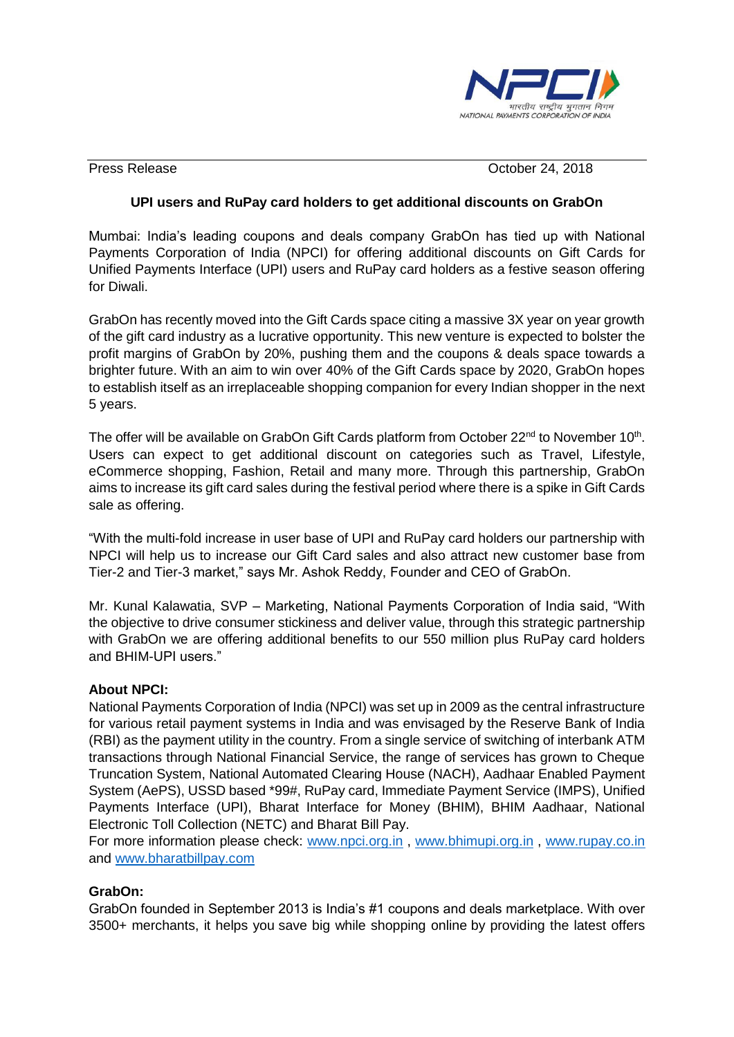Press Release October 24, 2018

### UPI users and RuPay card holders to get additional discounts on GrabOn

Mumbai: India's leading coupons and deals company GrabOn has tied up with National Payments Corporation of India (NPCI) for offering additional discounts on Gift Cards for Unified Payments Interface (UPI) users and RuPay card holders as a festive season offering for Diwali.

GrabOn has recently moved into the Gift Cards space citing a massive 3X year on year growth of the gift card industry as a lucrative opportunity. This new venture is expected to bolster the profit margins of GrabOn by 20%, pushing them and the coupons & deals space towards a brighter future. With an aim to win over 40% of the Gift Cards space by 2020, GrabOn hopes to establish itself as an irreplaceable shopping companion for every Indian shopper in the next 5 years.

The offer will be available on GrabOn Gift Cards platform from October 22nd to November 10th. Users can expect to get additional discount on categories such as Travel, Lifestyle, eCommerce shopping, Fashion, Retail and many more. Through this partnership, GrabOn aims to increase its gift card sales during the festival period where there is a spike in Gift Cards sale as offering.

"With the multi-fold increase in user base of UPI and RuPay card holders our partnership with NPCI will help us to increase our Gift Card sales and also attract new customer base from Tier-2 and Tier-3 market," says Mr. Ashok Reddy, Founder and CEO of GrabOn.

Mr. Kunal Kalawatia, SVP – Marketing, National Payments Corporation of India said, "With the objective to drive consumer stickiness and deliver value, through this strategic partnership with GrabOn we are offering additional benefits to our 550 million plus RuPay card holders and BHIM-UPI users."

**About NPCI:**
National Payments Corporation of India (NPCI) was set up in 2009 as the central infrastructure for various retail payment systems in India and was envisaged by the Reserve Bank of India (RBI) as the payment utility in the country. From a single service of switching of interbank ATM transactions through National Financial Service, the range of services has grown to Cheque Truncation System, National Automated Clearing House (NACH), Aadhaar Enabled Payment System (AePS), USSD based *99#, RuPay card, Immediate Payment Service (IMPS), Unified Payments Interface (UPI), Bharat Interface for Money (BHIM), BHIM Aadhaar, National Electronic Toll Collection (NETC) and Bharat Bill Pay.
For more information please check: www.npci.org.in , www.bhimupi.org.in , www.rupay.co.in and www.bharatbillpay.com

**GrabOn:**
GrabOn founded in September 2013 is India's #1 coupons and deals marketplace. With over 3500+ merchants, it helps you save big while shopping online by providing the latest offers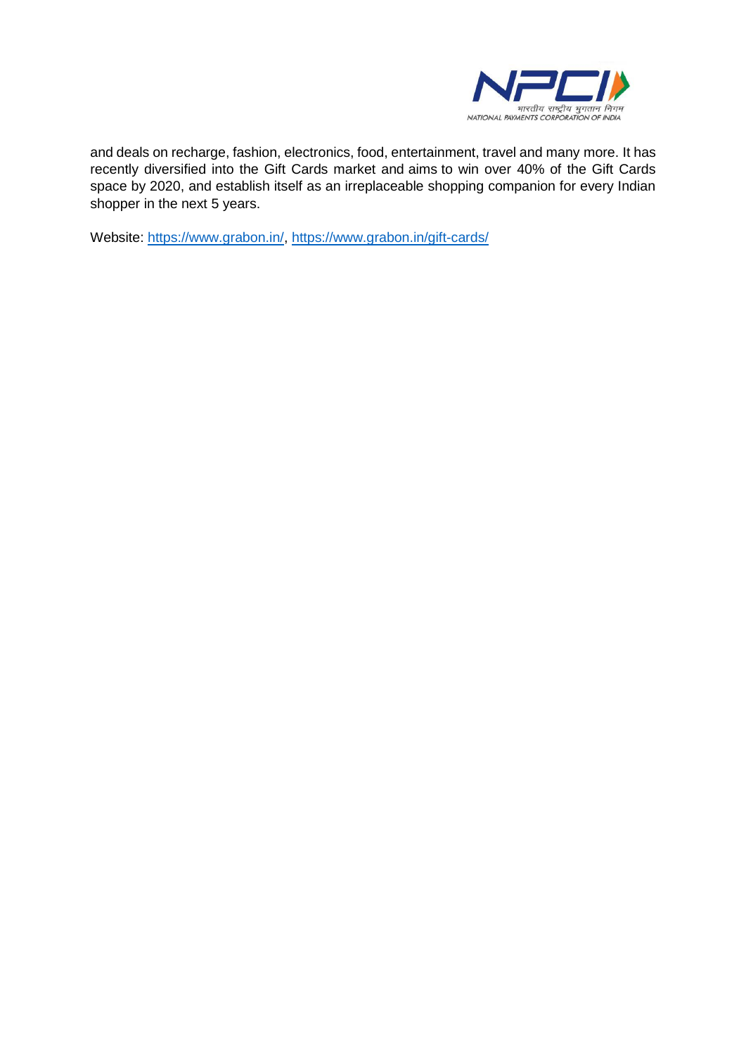and deals on recharge, fashion, electronics, food, entertainment, travel and many more. It has recently diversified into the Gift Cards market and aims to win over 40% of the Gift Cards space by 2020, and establish itself as an irreplaceable shopping companion for every Indian shopper in the next 5 years.

Website: https://www.grabon.in/, https://www.grabon.in/gift-cards/